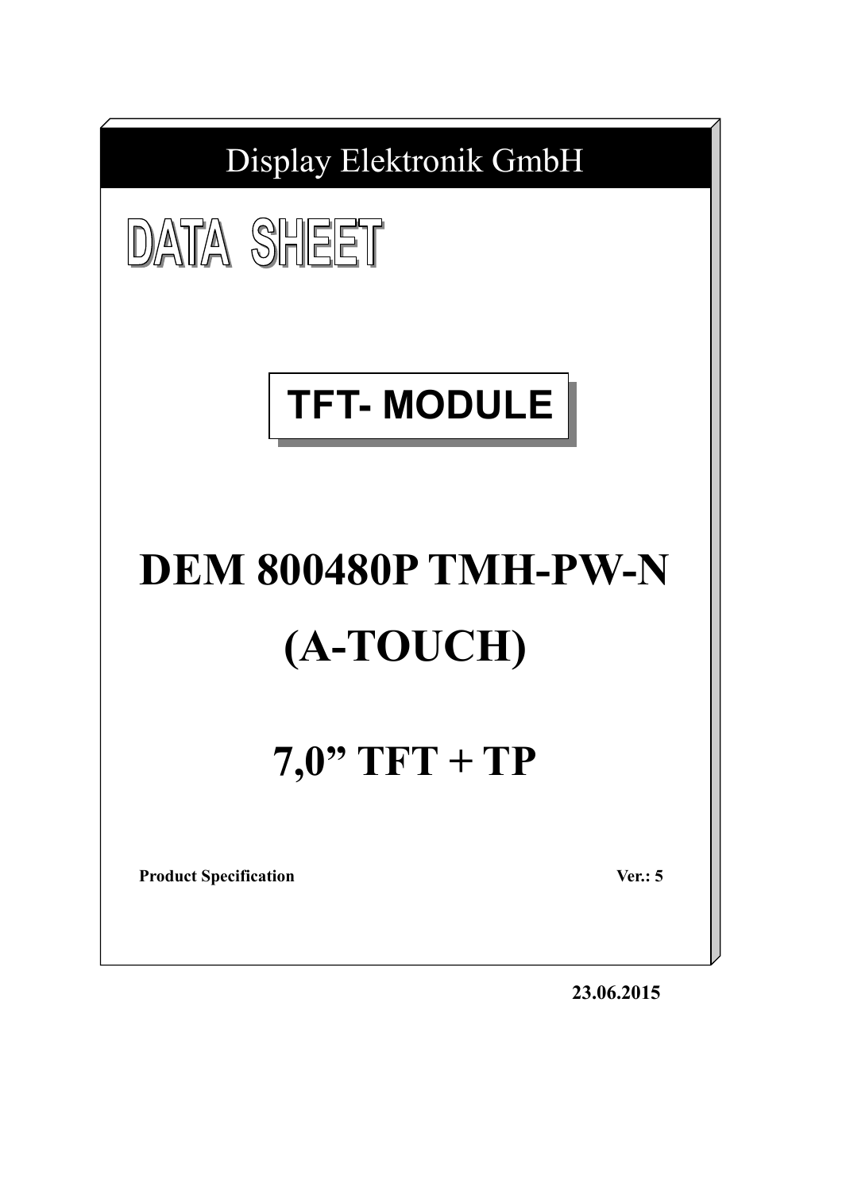Display Elektronik GmbH

# DATA SHEET

## TFT- MODULE

# DEM 800480P TMH-PW-N

# (A-TOUCH)

# 7,0” TFT + TP

**Product Specification** **Ver.: 5**

**23.06.2015**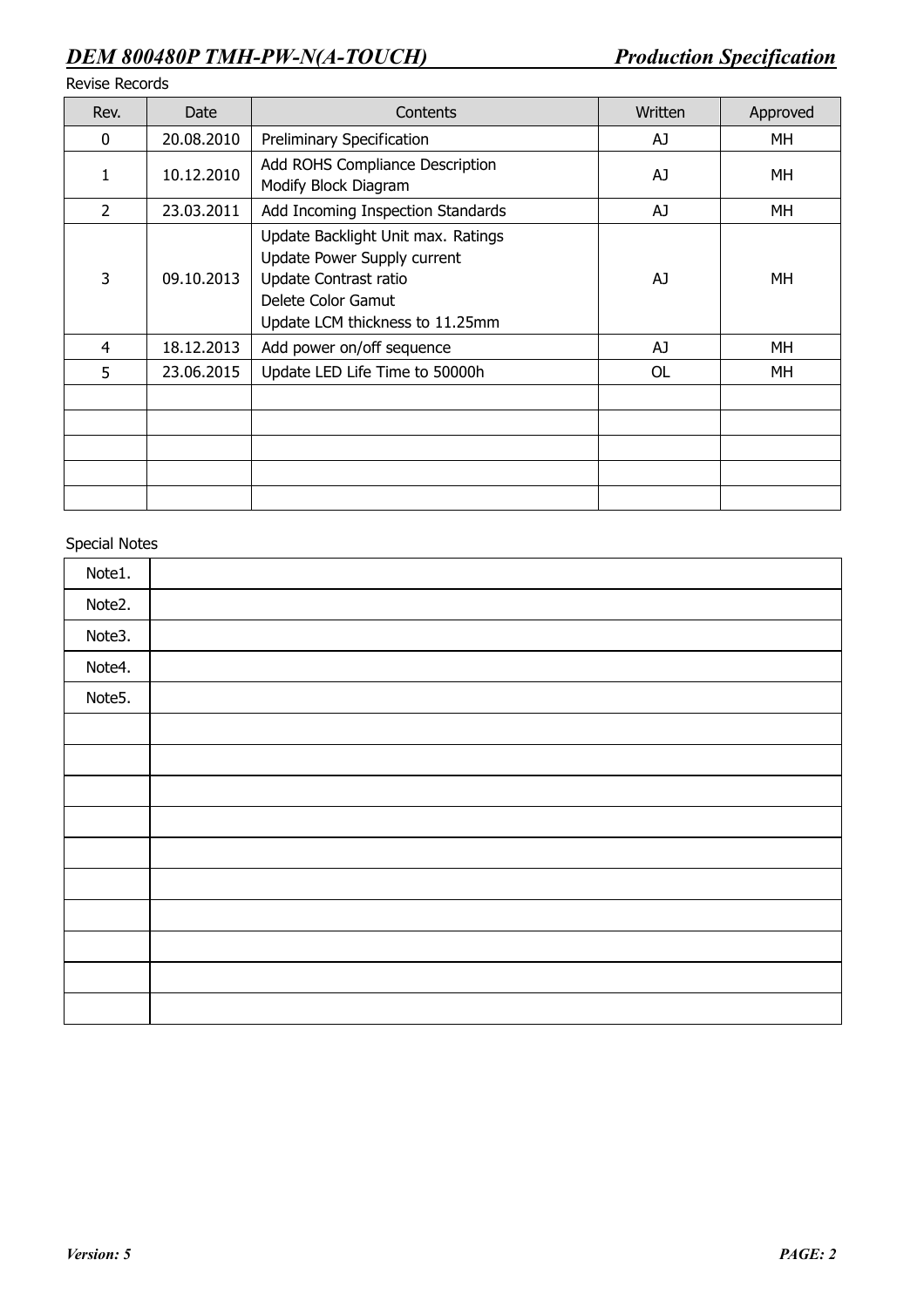Revise Records

| Rev. | Date | Contents | Written | Approved |
|---|---|---|---|---|
| 0 | 20.08.2010 | Preliminary Specification | AJ | MH |
| 1 | 10.12.2010 | Add ROHS Compliance Description<br>Modify Block Diagram | AJ | MH |
| 2 | 23.03.2011 | Add Incoming Inspection Standards | AJ | MH |
| 3 | 09.10.2013 | Update Backlight Unit max. Ratings<br>Update Power Supply current<br>Update Contrast ratio<br>Delete Color Gamut<br>Update LCM thickness to 11.25mm | AJ | MH |
| 4 | 18.12.2013 | Add power on/off sequence | AJ | MH |
| 5 | 23.06.2015 | Update LED Life Time to 50000h | OL | MH |
| | | | | |
| | | | | |
| | | | | |
| | | | | |
| | | | | |

Special Notes

| | |
|---|---|
| Note1. | |
| Note2. | |
| Note3. | |
| Note4. | |
| Note5. | |
| | |
| | |
| | |
| | |
| | |
| | |
| | |
| | |
| | |
| | |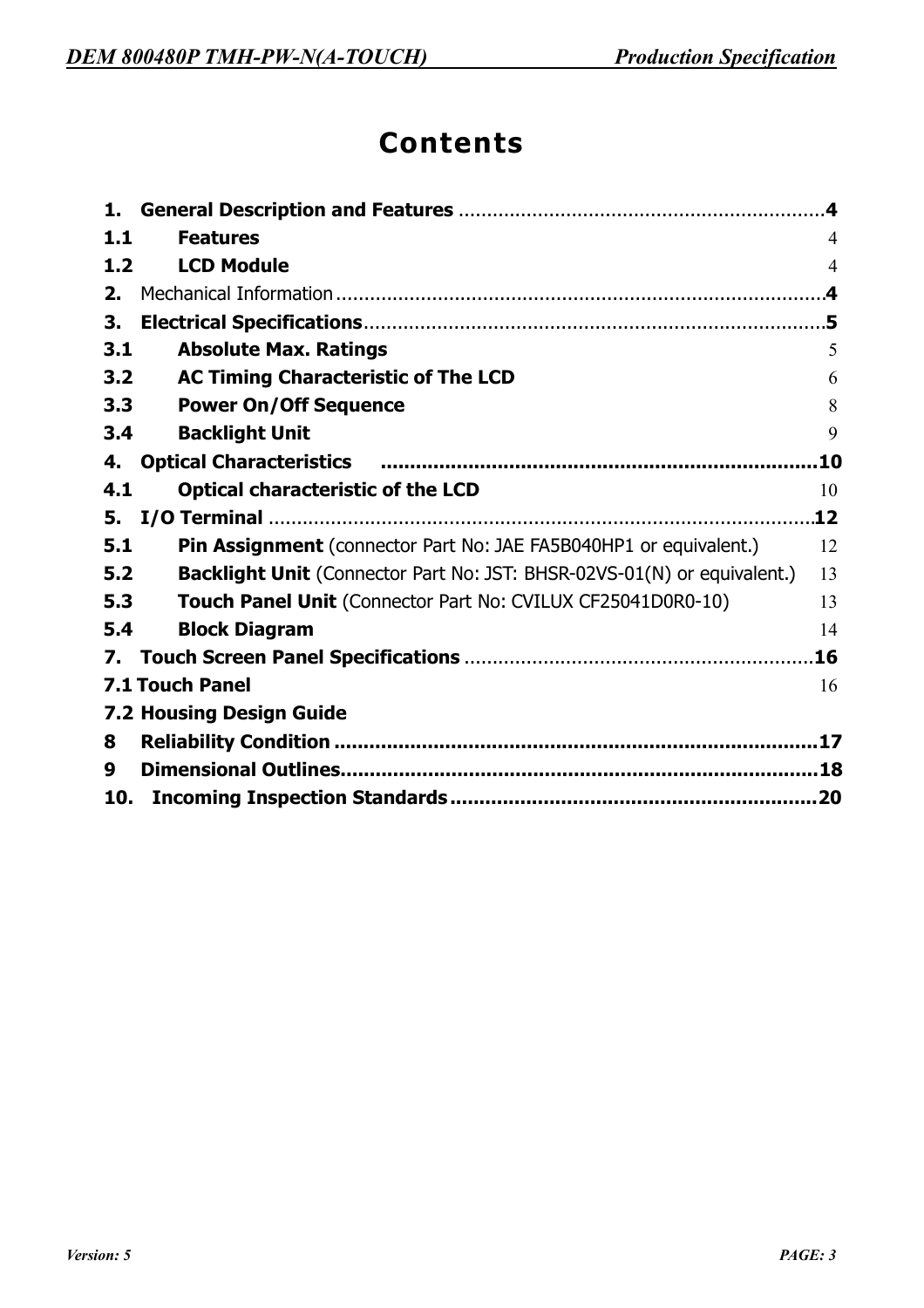# Contents

**1. General Description and Features** ........................................................................ **4**
**1.1 Features** 4
**1.2 LCD Module** 4
**2.** Mechanical Information ........................................................................................... **4**
**3. Electrical Specifications** ........................................................................................ **5**
**3.1 Absolute Max. Ratings** 5
**3.2 AC Timing Characteristic of The LCD** 6
**3.3 Power On/Off Sequence** 8
**3.4 Backlight Unit** 9
**4. Optical Characteristics** ........................................................................................ **10**
**4.1 Optical characteristic of the LCD** 10
**5. I/O Terminal** ........................................................................................................ **12**
**5.1 Pin Assignment** (connector Part No: JAE FA5B040HP1 or equivalent.) 12
**5.2 Backlight Unit** (Connector Part No: JST: BHSR-02VS-01(N) or equivalent.) 13
**5.3 Touch Panel Unit** (Connector Part No: CVILUX CF25041D0R0-10) 13
**5.4 Block Diagram** 14
**7. Touch Screen Panel Specifications** ..................................................................... **16**
**7.1 Touch Panel** 16
**7.2 Housing Design Guide**
**8 Reliability Condition** .............................................................................................. **17**
**9 Dimensional Outlines** ............................................................................................. **18**
**10. Incoming Inspection Standards** ........................................................................ **20**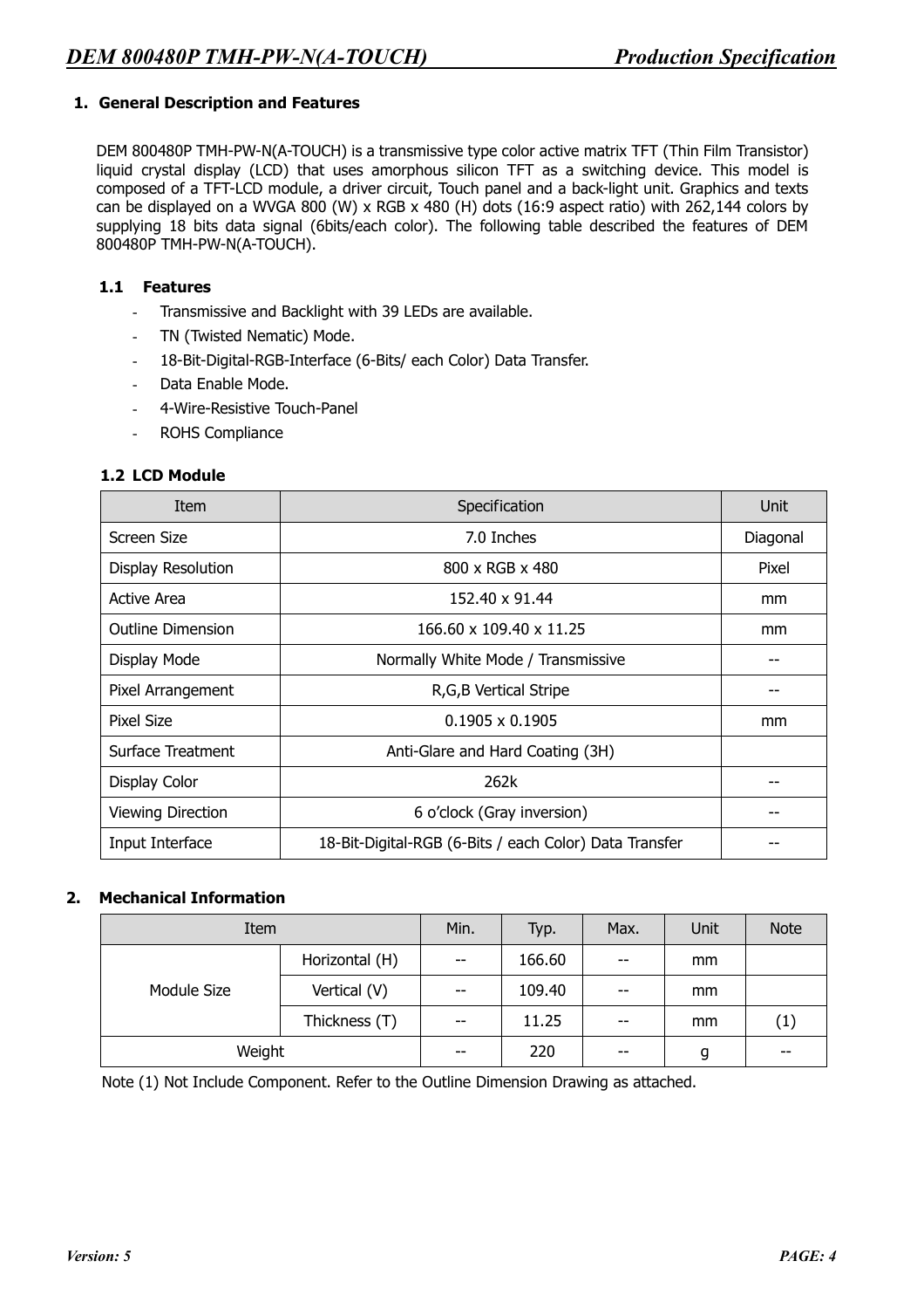## 1. General Description and Features

DEM 800480P TMH-PW-N(A-TOUCH) is a transmissive type color active matrix TFT (Thin Film Transistor) liquid crystal display (LCD) that uses amorphous silicon TFT as a switching device. This model is composed of a TFT-LCD module, a driver circuit, Touch panel and a back-light unit. Graphics and texts can be displayed on a WVGA 800 (W) x RGB x 480 (H) dots (16:9 aspect ratio) with 262,144 colors by supplying 18 bits data signal (6bits/each color). The following table described the features of DEM 800480P TMH-PW-N(A-TOUCH).

### 1.1 Features

- Transmissive and Backlight with 39 LEDs are available.
- TN (Twisted Nematic) Mode.
- 18-Bit-Digital-RGB-Interface (6-Bits/ each Color) Data Transfer.
- Data Enable Mode.
- 4-Wire-Resistive Touch-Panel
- ROHS Compliance

### 1.2 LCD Module

| Item | Specification | Unit |
|---|---|---|
| Screen Size | 7.0 Inches | Diagonal |
| Display Resolution | 800 x RGB x 480 | Pixel |
| Active Area | 152.40 x 91.44 | mm |
| Outline Dimension | 166.60 x 109.40 x 11.25 | mm |
| Display Mode | Normally White Mode / Transmissive | -- |
| Pixel Arrangement | R,G,B Vertical Stripe | -- |
| Pixel Size | 0.1905 x 0.1905 | mm |
| Surface Treatment | Anti-Glare and Hard Coating (3H) | |
| Display Color | 262k | -- |
| Viewing Direction | 6 o'clock (Gray inversion) | -- |
| Input Interface | 18-Bit-Digital-RGB (6-Bits / each Color) Data Transfer | -- |

## 2. Mechanical Information

| Item | | Min. | Typ. | Max. | Unit | Note |
|---|---|---|---|---|---|---|
| Module Size | Horizontal (H) | -- | 166.60 | -- | mm | |
| | Vertical (V) | -- | 109.40 | -- | mm | |
| | Thickness (T) | -- | 11.25 | -- | mm | (1) |
| Weight | | -- | 220 | -- | g | -- |

Note (1) Not Include Component. Refer to the Outline Dimension Drawing as attached.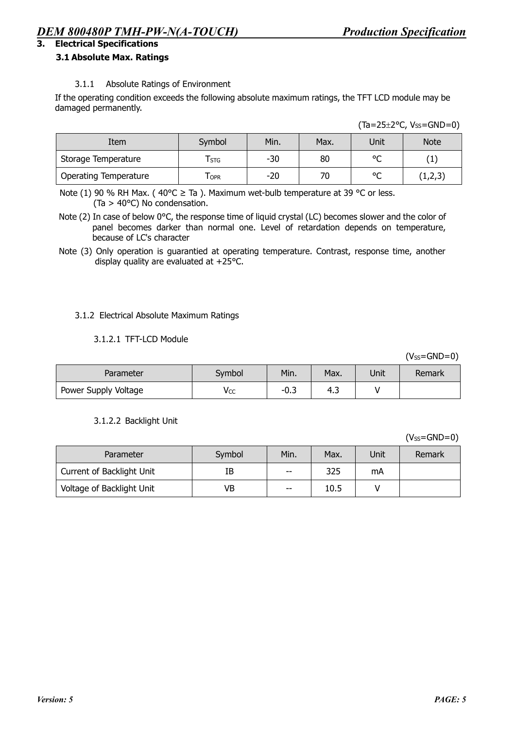## 3. Electrical Specifications

### 3.1 Absolute Max. Ratings

#### 3.1.1 Absolute Ratings of Environment

If the operating condition exceeds the following absolute maximum ratings, the TFT LCD module may be damaged permanently.

(Ta=25±2°C, $V_{SS}$=GND=0)

| Item | Symbol | Min. | Max. | Unit | Note |
|---|---|---|---|---|---|
| Storage Temperature | $T_{STG}$ | -30 | 80 | °C | (1) |
| Operating Temperature | $T_{OPR}$ | -20 | 70 | °C | (1,2,3) |

Note (1) 90 % RH Max. ( 40°C ≥ Ta ). Maximum wet-bulb temperature at 39 °C or less. (Ta > 40°C) No condensation.

Note (2) In case of below 0°C, the response time of liquid crystal (LC) becomes slower and the color of panel becomes darker than normal one. Level of retardation depends on temperature, because of LC's character

Note (3) Only operation is guarantied at operating temperature. Contrast, response time, another display quality are evaluated at +25°C.

#### 3.1.2 Electrical Absolute Maximum Ratings

##### 3.1.2.1 TFT-LCD Module

($V_{SS}$=GND=0)

| Parameter | Symbol | Min. | Max. | Unit | Remark |
|---|---|---|---|---|---|
| Power Supply Voltage | $V_{CC}$ | -0.3 | 4.3 | V | |

##### 3.1.2.2 Backlight Unit

($V_{SS}$=GND=0)

| Parameter | Symbol | Min. | Max. | Unit | Remark |
|---|---|---|---|---|---|
| Current of Backlight Unit | IB | -- | 325 | mA | |
| Voltage of Backlight Unit | VB | -- | 10.5 | V | |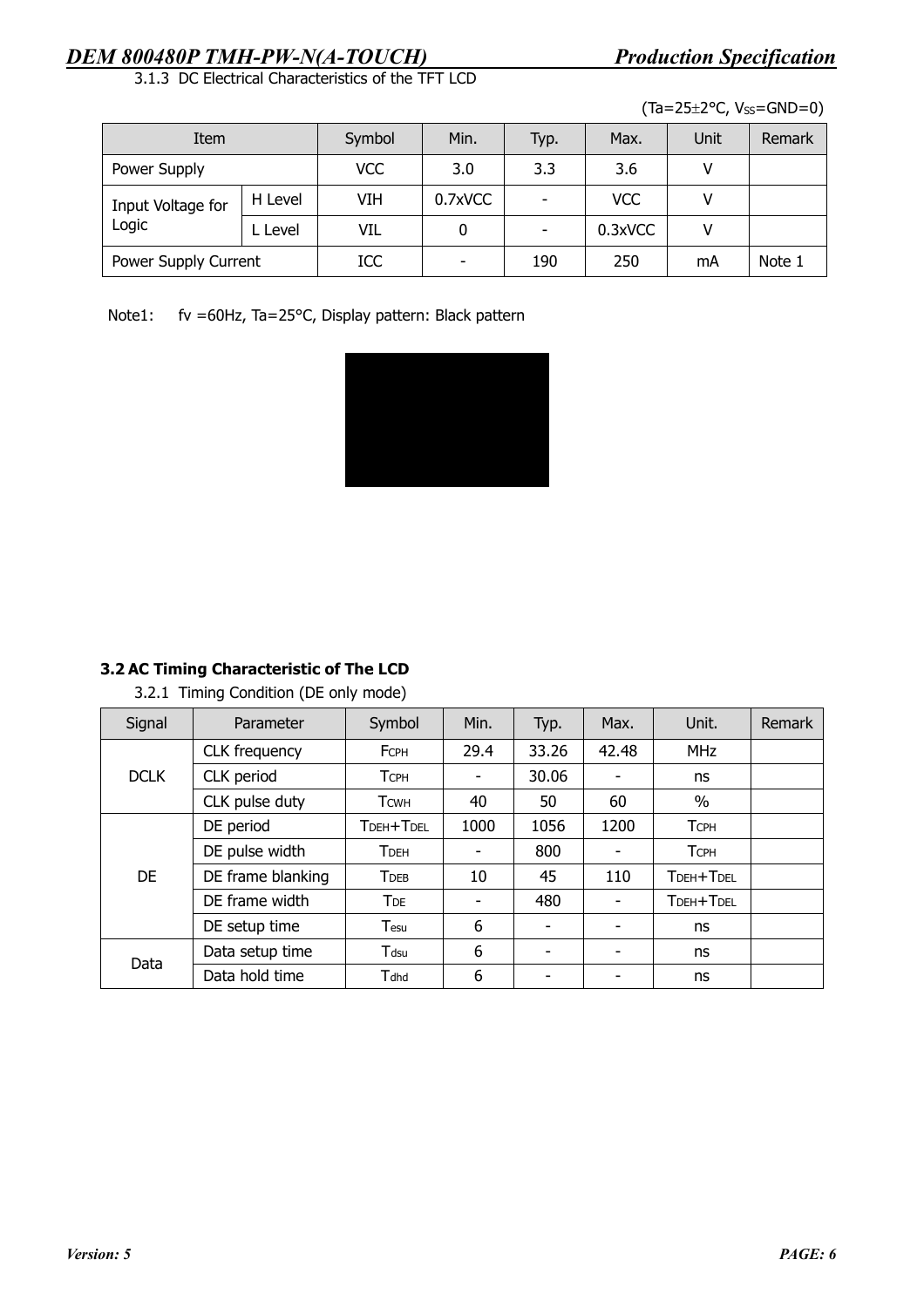3.1.3 DC Electrical Characteristics of the TFT LCD

($Ta=25\pm2°C$, $V_{SS}=GND=0$)

| Item | | Symbol | Min. | Typ. | Max. | Unit | Remark |
|---|---|---|---|---|---|---|---|
| Power Supply | | VCC | 3.0 | 3.3 | 3.6 | V | |
| Input Voltage for Logic | H Level | VIH | 0.7xVCC | - | VCC | V | |
| | L Level | VIL | 0 | - | 0.3xVCC | V | |
| Power Supply Current | | ICC | - | 190 | 250 | mA | Note 1 |

Note1: fv =60Hz, Ta=25°C, Display pattern: Black pattern

### 3.2 AC Timing Characteristic of The LCD

3.2.1 Timing Condition (DE only mode)

| Signal | Parameter | Symbol | Min. | Typ. | Max. | Unit. | Remark |
|---|---|---|---|---|---|---|---|
| DCLK | CLK frequency | $F_{CPH}$ | 29.4 | 33.26 | 42.48 | MHz | |
| | CLK period | $T_{CPH}$ | - | 30.06 | - | ns | |
| | CLK pulse duty | $T_{CWH}$ | 40 | 50 | 60 | % | |
| DE | DE period | $T_{DEH}+T_{DEL}$ | 1000 | 1056 | 1200 | $T_{CPH}$ | |
| | DE pulse width | $T_{DEH}$ | - | 800 | - | $T_{CPH}$ | |
| | DE frame blanking | $T_{DEB}$ | 10 | 45 | 110 | $T_{DEH}+T_{DEL}$ | |
| | DE frame width | $T_{DE}$ | - | 480 | - | $T_{DEH}+T_{DEL}$ | |
| | DE setup time | $T_{esu}$ | 6 | - | - | ns | |
| Data | Data setup time | $T_{dsu}$ | 6 | - | - | ns | |
| | Data hold time | $T_{dhd}$ | 6 | - | - | ns | |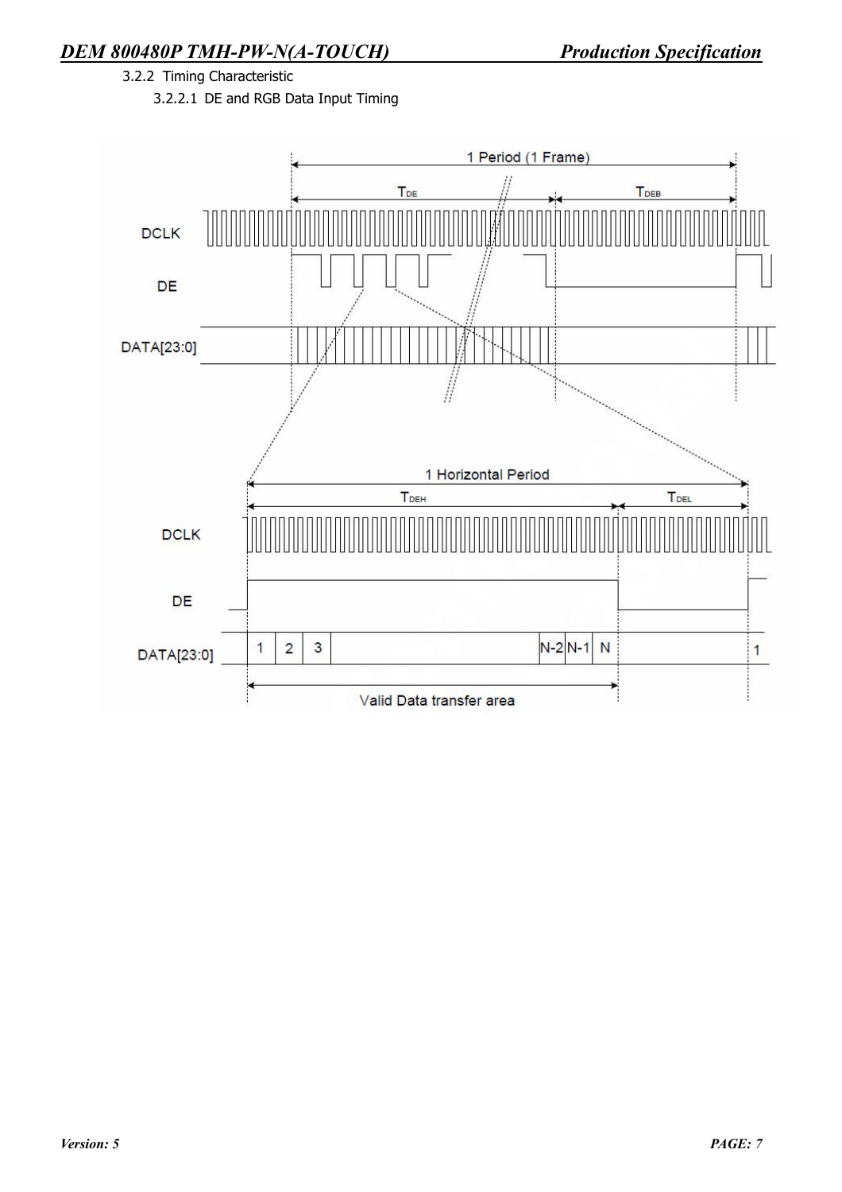### 3.2.2 Timing Characteristic

#### 3.2.2.1 DE and RGB Data Input Timing

1 Period (1 Frame)

$T_{DE}$ $T_{DEB}$

DCLK

DE

DATA[23:0]

1 Horizontal Period

$T_{DEH}$ $T_{DEL}$

DCLK

DE

DATA[23:0] 1 2 3 N-2 N-1 N 1

Valid Data transfer area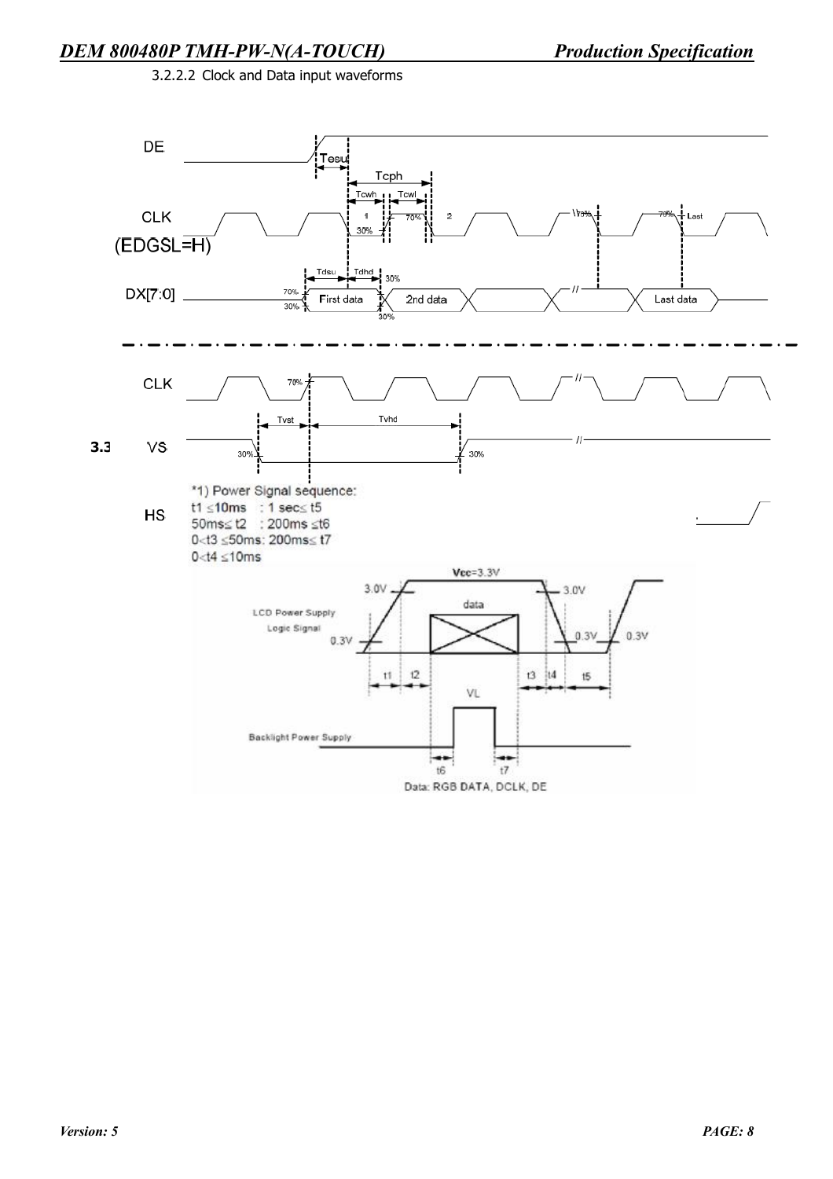3.2.2.2 Clock and Data input waveforms

DE

Tesu

Tcph

Tcwh Tcwl

CLK

(EDGSL=H)

1 70% 2 70% 70% Last

30%

Tdsu Tdhd 30%

DX[7:0]

70% First data 2nd data Last data

30% 30%

CLK

70%

Tvst Tvhd

3.3 VS

30% 30%

*1) Power Signal sequence:

t1 ≤10ms : 1 sec≤ t5

50ms≤ t2 : 200ms ≤t6

0<t3 ≤50ms: 200ms≤ t7

0<t4 ≤10ms

HS

Vcc=3.3V

3.0V 3.0V

LCD Power Supply

Logic Signal

data

0.3V 0.3V 0.3V

t1 t2 t3 t4 t5

VL

Backlight Power Supply

t6 t7

Data: RGB DATA, DCLK, DE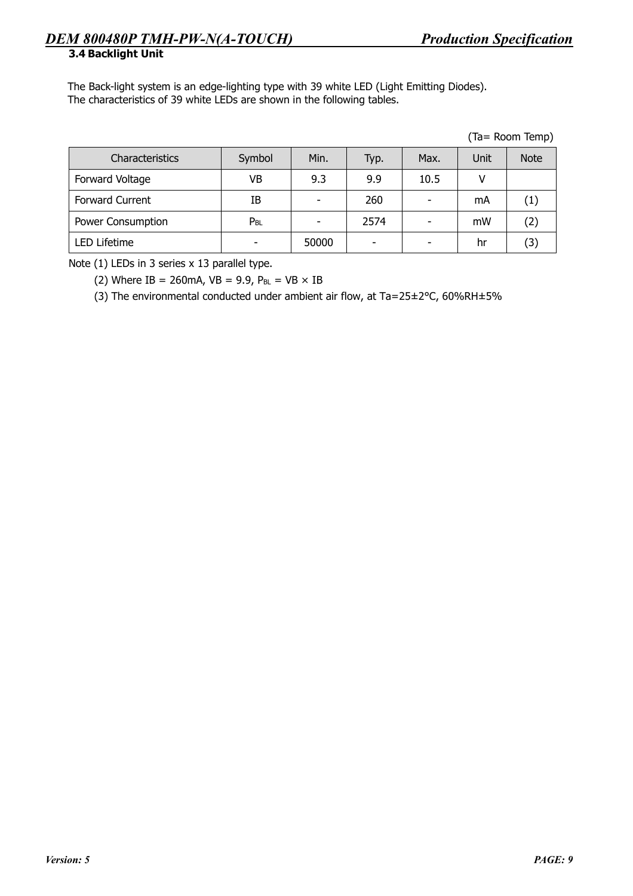### 3.4 Backlight Unit

The Back-light system is an edge-lighting type with 39 white LED (Light Emitting Diodes).
The characteristics of 39 white LEDs are shown in the following tables.

(Ta= Room Temp)

| Characteristics | Symbol | Min. | Typ. | Max. | Unit | Note |
|---|---|---|---|---|---|---|
| Forward Voltage | VB | 9.3 | 9.9 | 10.5 | V | |
| Forward Current | IB | - | 260 | - | mA | (1) |
| Power Consumption | $P_{BL}$ | - | 2574 | - | mW | (2) |
| LED Lifetime | - | 50000 | - | - | hr | (3) |

Note (1) LEDs in 3 series x 13 parallel type.

(2) Where IB = 260mA, VB = 9.9, $P_{BL}$ = VB × IB

(3) The environmental conducted under ambient air flow, at Ta=25±2°C, 60%RH±5%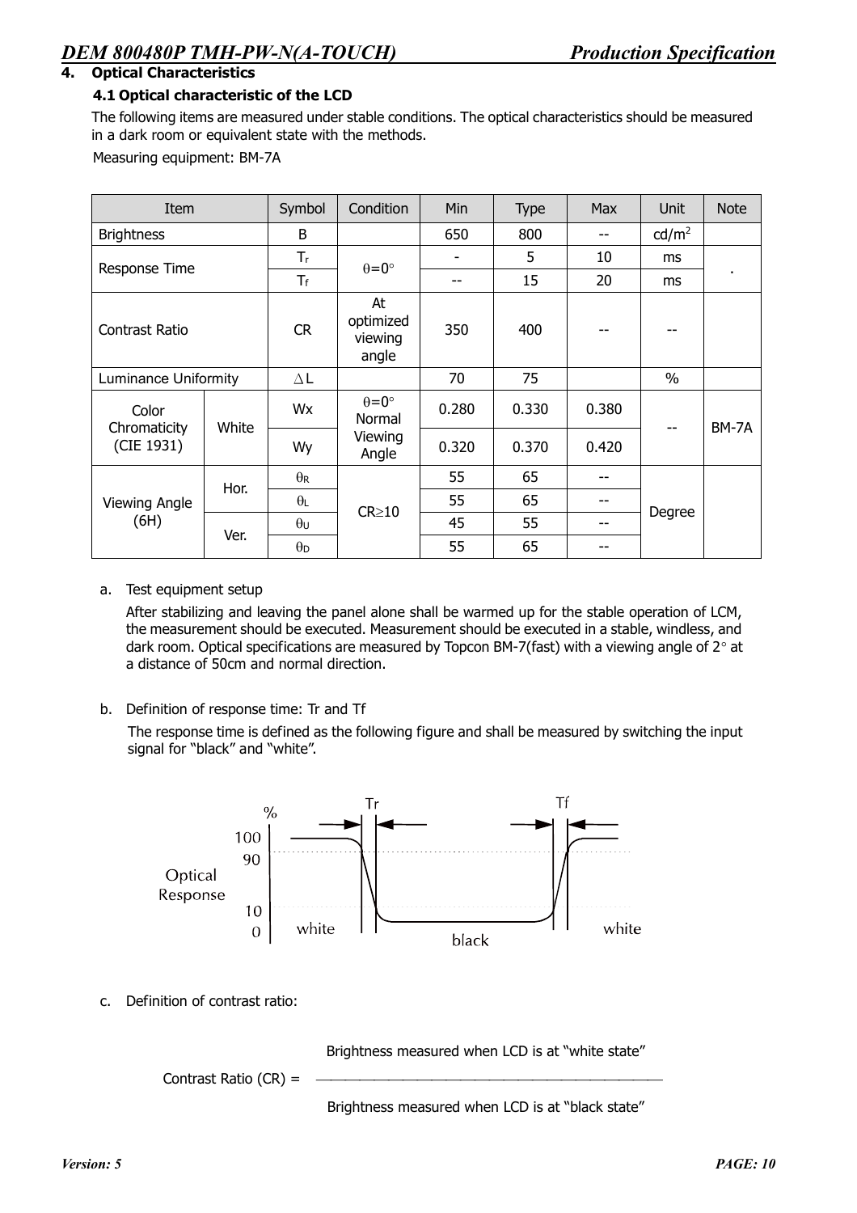## 4. Optical Characteristics

### 4.1 Optical characteristic of the LCD

The following items are measured under stable conditions. The optical characteristics should be measured in a dark room or equivalent state with the methods.

Measuring equipment: BM-7A

| Item | | Symbol | Condition | Min | Type | Max | Unit | Note |
|---|---|---|---|---|---|---|---|---|
| Brightness | | B | | 650 | 800 | -- | cd/m$^2$ | |
| Response Time | | $T_r$ | $\theta$=0° | - | 5 | 10 | ms | . |
| | | $T_f$ | | -- | 15 | 20 | ms | |
| Contrast Ratio | | CR | At optimized viewing angle | 350 | 400 | -- | -- | |
| Luminance Uniformity | | $\triangle$L | | 70 | 75 | | % | |
| Color Chromaticity (CIE 1931) | White | Wx | $\theta$=0° Normal Viewing Angle | 0.280 | 0.330 | 0.380 | -- | BM-7A |
| | | Wy | | 0.320 | 0.370 | 0.420 | | |
| Viewing Angle (6H) | Hor. | $\theta_R$ | CR$\geq$10 | 55 | 65 | -- | Degree | |
| | | $\theta_L$ | | 55 | 65 | -- | | |
| | Ver. | $\theta_U$ | | 45 | 55 | -- | | |
| | | $\theta_D$ | | 55 | 65 | -- | | |

a. Test equipment setup

After stabilizing and leaving the panel alone shall be warmed up for the stable operation of LCM, the measurement should be executed. Measurement should be executed in a stable, windless, and dark room. Optical specifications are measured by Topcon BM-7(fast) with a viewing angle of 2° at a distance of 50cm and normal direction.

b. Definition of response time: Tr and Tf

The response time is defined as the following figure and shall be measured by switching the input signal for "black" and "white".

c. Definition of contrast ratio:

$$\text{Contrast Ratio (CR)} = \frac{\text{Brightness measured when LCD is at "white state"}}{\text{Brightness measured when LCD is at "black state"}}$$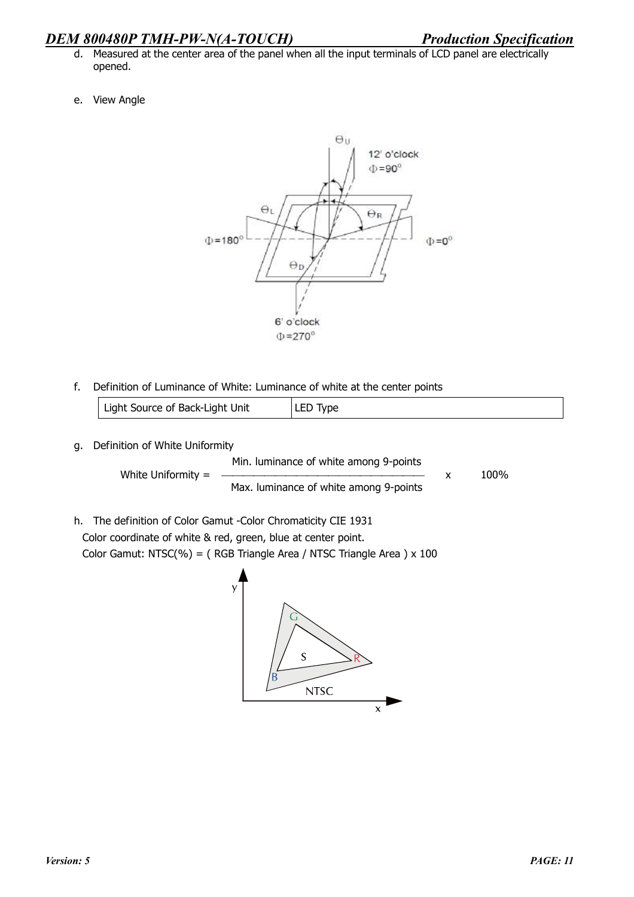d. Measured at the center area of the panel when all the input terminals of LCD panel are electrically opened.

e. View Angle

f. Definition of Luminance of White: Luminance of white at the center points

| Light Source of Back-Light Unit | LED Type |
|---|---|

g. Definition of White Uniformity

$$\text{White Uniformity} = \frac{\text{Min. luminance of white among 9-points}}{\text{Max. luminance of white among 9-points}} \times 100\%$$

h. The definition of Color Gamut -Color Chromaticity CIE 1931

Color coordinate of white & red, green, blue at center point.

Color Gamut: NTSC(%) = ( RGB Triangle Area / NTSC Triangle Area ) x 100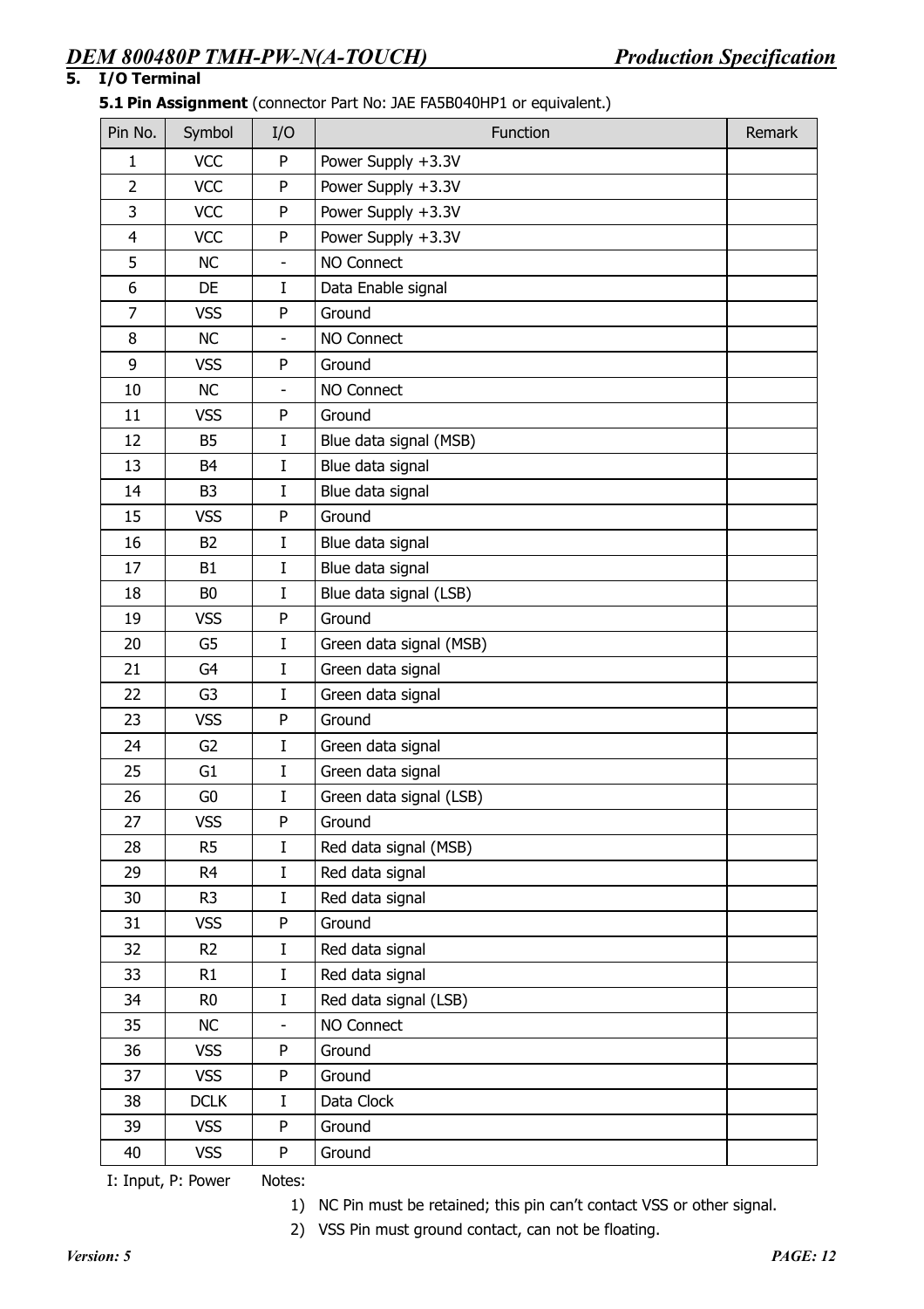## 5. I/O Terminal

**5.1 Pin Assignment** (connector Part No: JAE FA5B040HP1 or equivalent.)

| Pin No. | Symbol | I/O | Function | Remark |
|---|---|---|---|---|
| 1 | VCC | P | Power Supply +3.3V | |
| 2 | VCC | P | Power Supply +3.3V | |
| 3 | VCC | P | Power Supply +3.3V | |
| 4 | VCC | P | Power Supply +3.3V | |
| 5 | NC | - | NO Connect | |
| 6 | DE | I | Data Enable signal | |
| 7 | VSS | P | Ground | |
| 8 | NC | - | NO Connect | |
| 9 | VSS | P | Ground | |
| 10 | NC | - | NO Connect | |
| 11 | VSS | P | Ground | |
| 12 | B5 | I | Blue data signal (MSB) | |
| 13 | B4 | I | Blue data signal | |
| 14 | B3 | I | Blue data signal | |
| 15 | VSS | P | Ground | |
| 16 | B2 | I | Blue data signal | |
| 17 | B1 | I | Blue data signal | |
| 18 | B0 | I | Blue data signal (LSB) | |
| 19 | VSS | P | Ground | |
| 20 | G5 | I | Green data signal (MSB) | |
| 21 | G4 | I | Green data signal | |
| 22 | G3 | I | Green data signal | |
| 23 | VSS | P | Ground | |
| 24 | G2 | I | Green data signal | |
| 25 | G1 | I | Green data signal | |
| 26 | G0 | I | Green data signal (LSB) | |
| 27 | VSS | P | Ground | |
| 28 | R5 | I | Red data signal (MSB) | |
| 29 | R4 | I | Red data signal | |
| 30 | R3 | I | Red data signal | |
| 31 | VSS | P | Ground | |
| 32 | R2 | I | Red data signal | |
| 33 | R1 | I | Red data signal | |
| 34 | R0 | I | Red data signal (LSB) | |
| 35 | NC | - | NO Connect | |
| 36 | VSS | P | Ground | |
| 37 | VSS | P | Ground | |
| 38 | DCLK | I | Data Clock | |
| 39 | VSS | P | Ground | |
| 40 | VSS | P | Ground | |

I: Input, P: Power

Notes:

1) NC Pin must be retained; this pin can't contact VSS or other signal.
2) VSS Pin must ground contact, can not be floating.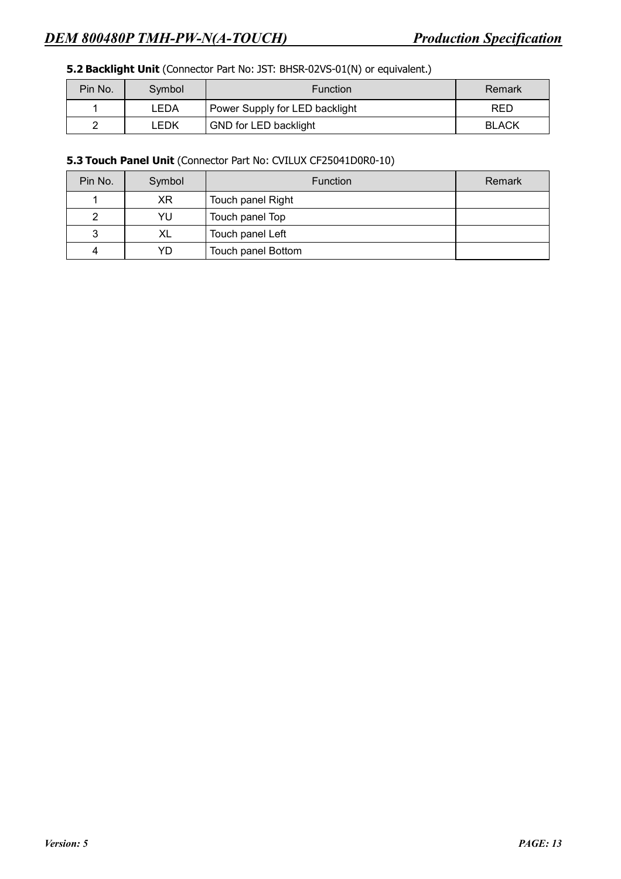**5.2 Backlight Unit** (Connector Part No: JST: BHSR-02VS-01(N) or equivalent.)

| Pin No. | Symbol | Function | Remark |
|---|---|---|---|
| 1 | LEDA | Power Supply for LED backlight | RED |
| 2 | LEDK | GND for LED backlight | BLACK |

**5.3 Touch Panel Unit** (Connector Part No: CVILUX CF25041D0R0-10)

| Pin No. | Symbol | Function | Remark |
|---|---|---|---|
| 1 | XR | Touch panel Right | |
| 2 | YU | Touch panel Top | |
| 3 | XL | Touch panel Left | |
| 4 | YD | Touch panel Bottom | |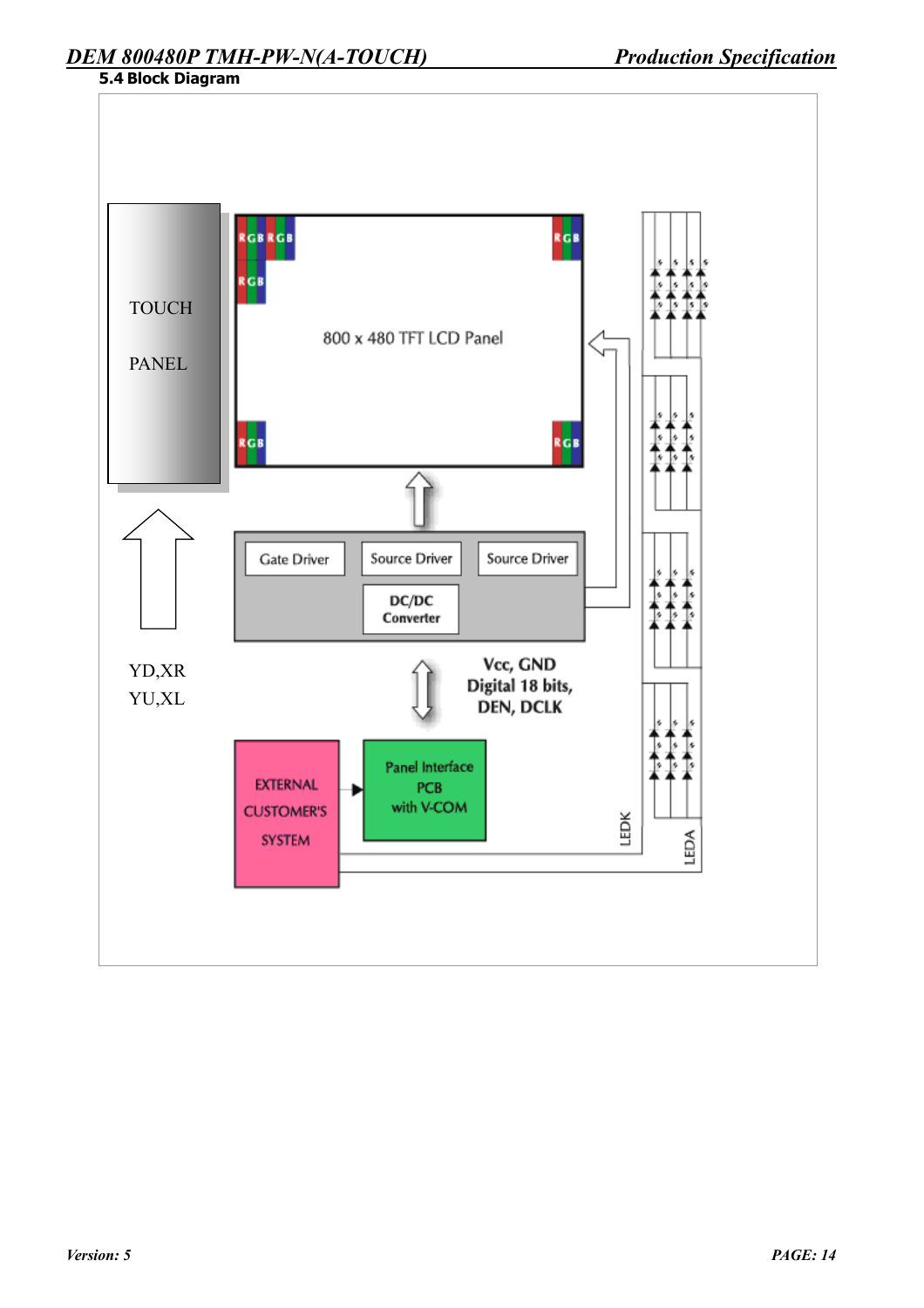### 5.4 Block Diagram

TOUCH PANEL

800 x 480 TFT LCD Panel

Gate Driver

Source Driver

Source Driver

DC/DC Converter

YD,XR
YU,XL

Vcc, GND
Digital 18 bits,
DEN, DCLK

EXTERNAL CUSTOMER'S SYSTEM

Panel Interface PCB with V-COM

LEDK

LEDA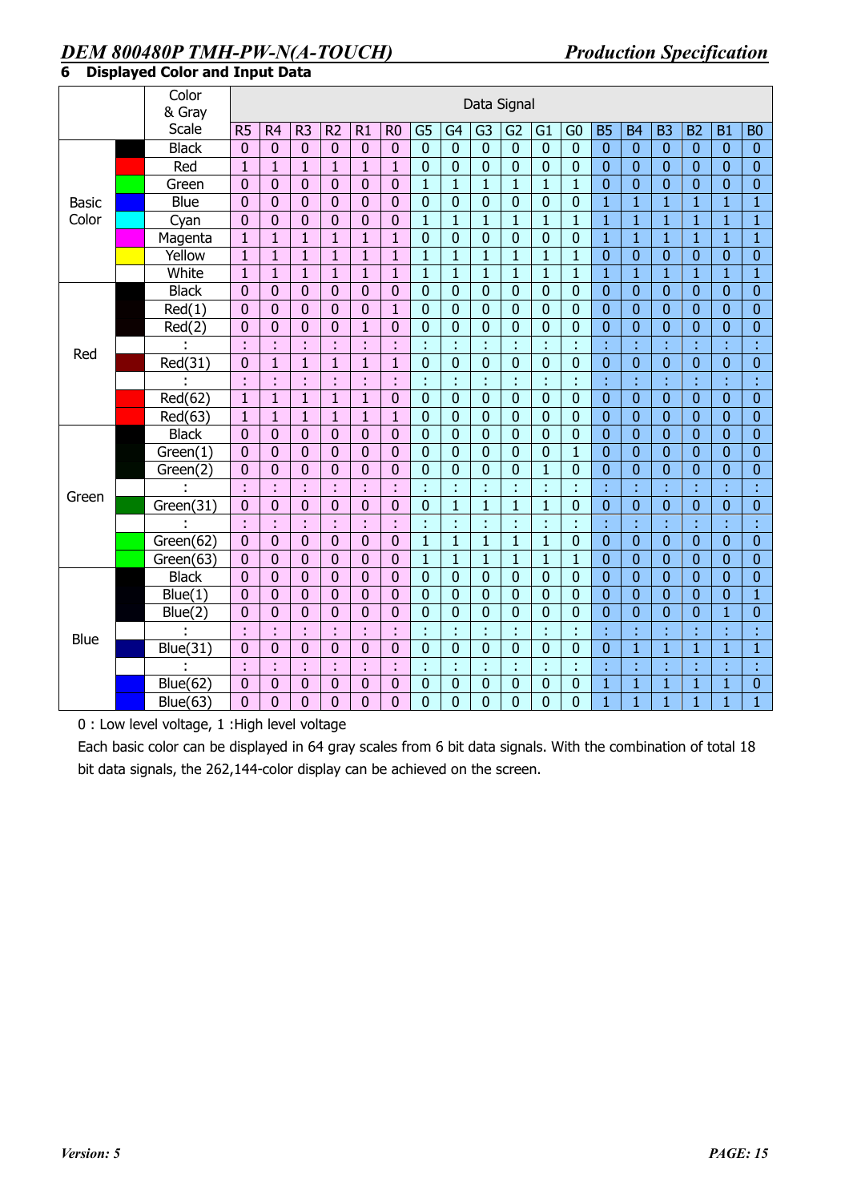## 6 Displayed Color and Input Data

| | Color & Gray Scale | Data Signal | | | | | | | | | | | | | | | | | |
|---|---|---|---|---|---|---|---|---|---|---|---|---|---|---|---|---|---|---|---|
| | | R5 | R4 | R3 | R2 | R1 | R0 | G5 | G4 | G3 | G2 | G1 | G0 | B5 | B4 | B3 | B2 | B1 | B0 |
| Basic Color | Black | 0 | 0 | 0 | 0 | 0 | 0 | 0 | 0 | 0 | 0 | 0 | 0 | 0 | 0 | 0 | 0 | 0 | 0 |
| | Red | 1 | 1 | 1 | 1 | 1 | 1 | 0 | 0 | 0 | 0 | 0 | 0 | 0 | 0 | 0 | 0 | 0 | 0 |
| | Green | 0 | 0 | 0 | 0 | 0 | 0 | 1 | 1 | 1 | 1 | 1 | 1 | 0 | 0 | 0 | 0 | 0 | 0 |
| | Blue | 0 | 0 | 0 | 0 | 0 | 0 | 0 | 0 | 0 | 0 | 0 | 0 | 1 | 1 | 1 | 1 | 1 | 1 |
| | Cyan | 0 | 0 | 0 | 0 | 0 | 0 | 1 | 1 | 1 | 1 | 1 | 1 | 1 | 1 | 1 | 1 | 1 | 1 |
| | Magenta | 1 | 1 | 1 | 1 | 1 | 1 | 0 | 0 | 0 | 0 | 0 | 0 | 1 | 1 | 1 | 1 | 1 | 1 |
| | Yellow | 1 | 1 | 1 | 1 | 1 | 1 | 1 | 1 | 1 | 1 | 1 | 1 | 0 | 0 | 0 | 0 | 0 | 0 |
| | White | 1 | 1 | 1 | 1 | 1 | 1 | 1 | 1 | 1 | 1 | 1 | 1 | 1 | 1 | 1 | 1 | 1 | 1 |
| Red | Black | 0 | 0 | 0 | 0 | 0 | 0 | 0 | 0 | 0 | 0 | 0 | 0 | 0 | 0 | 0 | 0 | 0 | 0 |
| | Red(1) | 0 | 0 | 0 | 0 | 0 | 1 | 0 | 0 | 0 | 0 | 0 | 0 | 0 | 0 | 0 | 0 | 0 | 0 |
| | Red(2) | 0 | 0 | 0 | 0 | 1 | 0 | 0 | 0 | 0 | 0 | 0 | 0 | 0 | 0 | 0 | 0 | 0 | 0 |
| | : | : | : | : | : | : | : | : | : | : | : | : | : | : | : | : | : | : | : |
| | Red(31) | 0 | 1 | 1 | 1 | 1 | 1 | 0 | 0 | 0 | 0 | 0 | 0 | 0 | 0 | 0 | 0 | 0 | 0 |
| | : | : | : | : | : | : | : | : | : | : | : | : | : | : | : | : | : | : | : |
| | Red(62) | 1 | 1 | 1 | 1 | 1 | 0 | 0 | 0 | 0 | 0 | 0 | 0 | 0 | 0 | 0 | 0 | 0 | 0 |
| | Red(63) | 1 | 1 | 1 | 1 | 1 | 1 | 0 | 0 | 0 | 0 | 0 | 0 | 0 | 0 | 0 | 0 | 0 | 0 |
| Green | Black | 0 | 0 | 0 | 0 | 0 | 0 | 0 | 0 | 0 | 0 | 0 | 0 | 0 | 0 | 0 | 0 | 0 | 0 |
| | Green(1) | 0 | 0 | 0 | 0 | 0 | 0 | 0 | 0 | 0 | 0 | 0 | 1 | 0 | 0 | 0 | 0 | 0 | 0 |
| | Green(2) | 0 | 0 | 0 | 0 | 0 | 0 | 0 | 0 | 0 | 0 | 1 | 0 | 0 | 0 | 0 | 0 | 0 | 0 |
| | : | : | : | : | : | : | : | : | : | : | : | : | : | : | : | : | : | : | : |
| | Green(31) | 0 | 0 | 0 | 0 | 0 | 0 | 0 | 1 | 1 | 1 | 1 | 0 | 0 | 0 | 0 | 0 | 0 | 0 |
| | : | : | : | : | : | : | : | : | : | : | : | : | : | : | : | : | : | : | : |
| | Green(62) | 0 | 0 | 0 | 0 | 0 | 0 | 1 | 1 | 1 | 1 | 1 | 0 | 0 | 0 | 0 | 0 | 0 | 0 |
| | Green(63) | 0 | 0 | 0 | 0 | 0 | 0 | 1 | 1 | 1 | 1 | 1 | 1 | 0 | 0 | 0 | 0 | 0 | 0 |
| Blue | Black | 0 | 0 | 0 | 0 | 0 | 0 | 0 | 0 | 0 | 0 | 0 | 0 | 0 | 0 | 0 | 0 | 0 | 0 |
| | Blue(1) | 0 | 0 | 0 | 0 | 0 | 0 | 0 | 0 | 0 | 0 | 0 | 0 | 0 | 0 | 0 | 0 | 0 | 1 |
| | Blue(2) | 0 | 0 | 0 | 0 | 0 | 0 | 0 | 0 | 0 | 0 | 0 | 0 | 0 | 0 | 0 | 0 | 1 | 0 |
| | : | : | : | : | : | : | : | : | : | : | : | : | : | : | : | : | : | : | : |
| | Blue(31) | 0 | 0 | 0 | 0 | 0 | 0 | 0 | 0 | 0 | 0 | 0 | 0 | 0 | 1 | 1 | 1 | 1 | 1 |
| | : | : | : | : | : | : | : | : | : | : | : | : | : | : | : | : | : | : | : |
| | Blue(62) | 0 | 0 | 0 | 0 | 0 | 0 | 0 | 0 | 0 | 0 | 0 | 0 | 1 | 1 | 1 | 1 | 1 | 0 |
| | Blue(63) | 0 | 0 | 0 | 0 | 0 | 0 | 0 | 0 | 0 | 0 | 0 | 0 | 1 | 1 | 1 | 1 | 1 | 1 |

0 : Low level voltage, 1 :High level voltage

Each basic color can be displayed in 64 gray scales from 6 bit data signals. With the combination of total 18 bit data signals, the 262,144-color display can be achieved on the screen.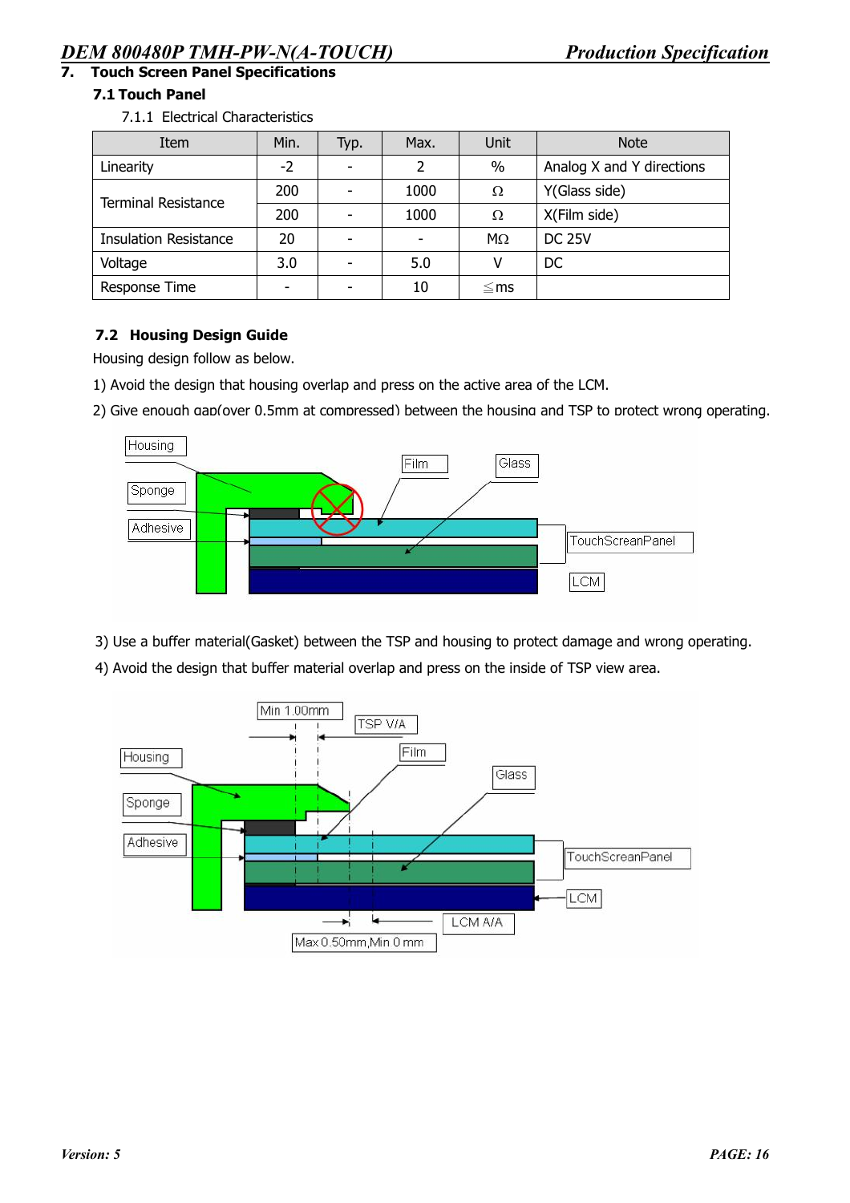## 7. Touch Screen Panel Specifications

### 7.1 Touch Panel

7.1.1 Electrical Characteristics

| Item | Min. | Typ. | Max. | Unit | Note |
|---|---|---|---|---|---|
| Linearity | -2 | - | 2 | % | Analog X and Y directions |
| Terminal Resistance | 200 | - | 1000 | Ω | Y(Glass side) |
| | 200 | - | 1000 | Ω | X(Film side) |
| Insulation Resistance | 20 | - | - | MΩ | DC 25V |
| Voltage | 3.0 | - | 5.0 | V | DC |
| Response Time | - | - | 10 | ≦ms | |

### 7.2 Housing Design Guide

Housing design follow as below.

1) Avoid the design that housing overlap and press on the active area of the LCM.

2) Give enough gap(over 0.5mm at compressed) between the housing and TSP to protect wrong operating.

Housing
Sponge
Adhesive
Film
Glass
TouchScreanPanel
LCM

3) Use a buffer material(Gasket) between the TSP and housing to protect damage and wrong operating.

4) Avoid the design that buffer material overlap and press on the inside of TSP view area.

Min 1.00mm
TSP V/A
Housing
Film
Glass
Sponge
Adhesive
TouchScreanPanel
LCM
LCM A/A
Max 0.50mm,Min 0 mm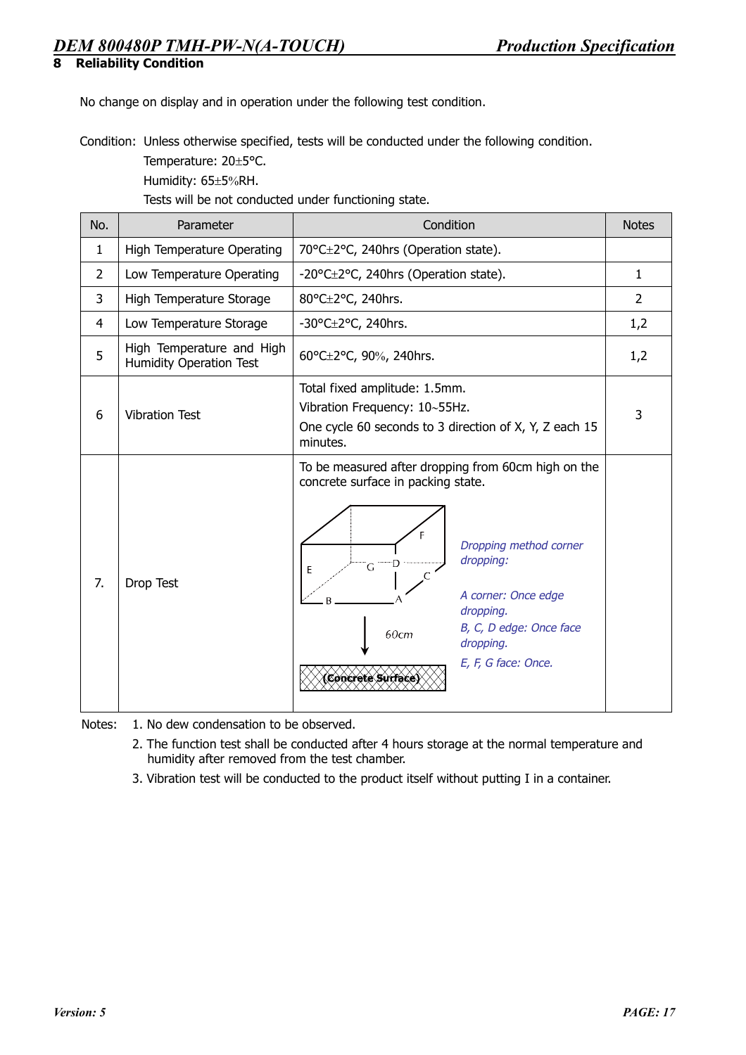## 8 Reliability Condition

No change on display and in operation under the following test condition.

Condition: Unless otherwise specified, tests will be conducted under the following condition.
Temperature: 20±5°C.
Humidity: 65±5%RH.
Tests will be not conducted under functioning state.

| No. | Parameter | Condition | Notes |
|---|---|---|---|
| 1 | High Temperature Operating | 70°C±2°C, 240hrs (Operation state). | |
| 2 | Low Temperature Operating | -20°C±2°C, 240hrs (Operation state). | 1 |
| 3 | High Temperature Storage | 80°C±2°C, 240hrs. | 2 |
| 4 | Low Temperature Storage | -30°C±2°C, 240hrs. | 1,2 |
| 5 | High Temperature and High Humidity Operation Test | 60°C±2°C, 90%, 240hrs. | 1,2 |
| 6 | Vibration Test | Total fixed amplitude: 1.5mm.<br>Vibration Frequency: 10~55Hz.<br>One cycle 60 seconds to 3 direction of X, Y, Z each 15 minutes. | 3 |
| 7. | Drop Test | To be measured after dropping from 60cm high on the concrete surface in packing state.<br>*Dropping method corner dropping:*<br>*A corner: Once edge dropping.*<br>*B, C, D edge: Once face dropping.*<br>*E, F, G face: Once.* | |

Notes:
1. No dew condensation to be observed.
2. The function test shall be conducted after 4 hours storage at the normal temperature and humidity after removed from the test chamber.
3. Vibration test will be conducted to the product itself without putting I in a container.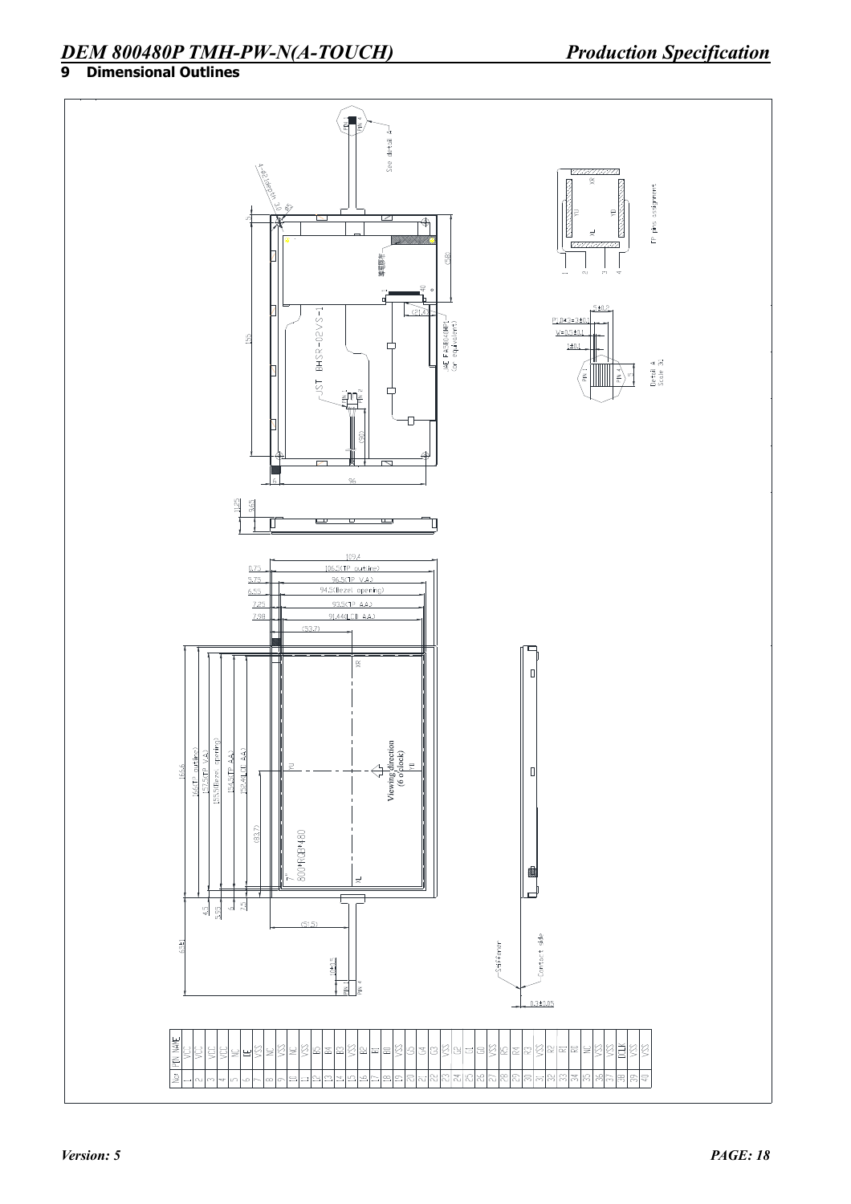## 9 Dimensional Outlines

| No. | PIN NAME |
|---|---|
| 1 | VCC |
| 2 | VCC |
| 3 | VCC |
| 4 | VCC |
| 5 | NC |
| 6 | DE |
| 7 | VSS |
| 8 | NC |
| 9 | VSS |
| 10 | NC |
| 11 | VSS |
| 12 | B5 |
| 13 | B4 |
| 14 | B3 |
| 15 | VSS |
| 16 | B2 |
| 17 | B1 |
| 18 | B0 |
| 19 | VSS |
| 20 | G5 |
| 21 | G4 |
| 22 | G3 |
| 23 | VSS |
| 24 | G2 |
| 25 | G1 |
| 26 | G0 |
| 27 | VSS |
| 28 | R5 |
| 29 | R4 |
| 30 | R3 |
| 31 | VSS |
| 32 | R2 |
| 33 | R1 |
| 34 | R0 |
| 35 | NC |
| 36 | VSS |
| 37 | VSS |
| 38 | DCLK |
| 39 | VSS |
| 40 | VSS |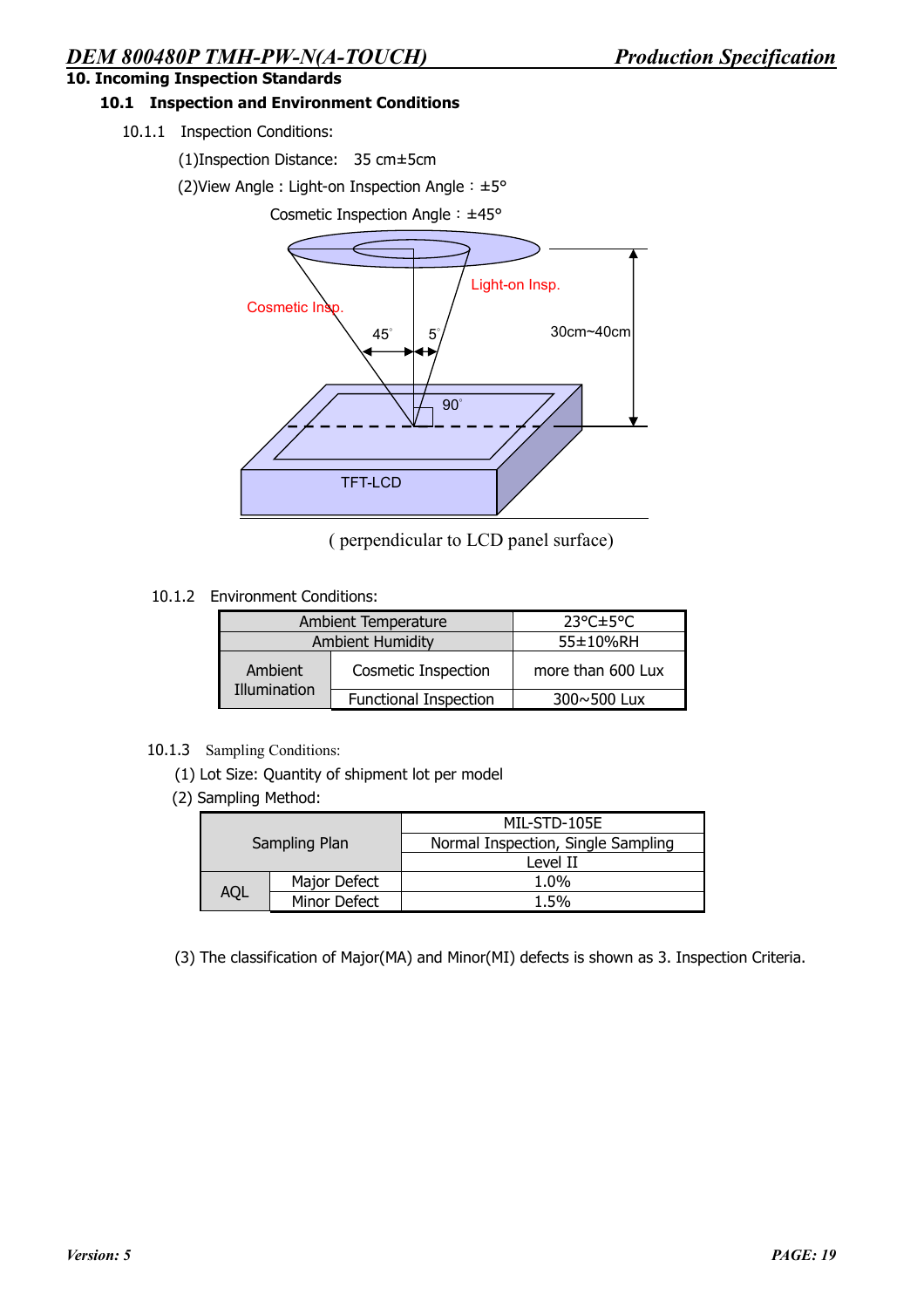## 10. Incoming Inspection Standards

### 10.1 Inspection and Environment Conditions

10.1.1 Inspection Conditions:

(1)Inspection Distance: 35 cm±5cm

(2)View Angle : Light-on Inspection Angle：±5°

Cosmetic Inspection Angle：±45°

( perpendicular to LCD panel surface)

10.1.2 Environment Conditions:

| Ambient Temperature | | 23°C±5°C |
|---|---|---|
| Ambient Humidity | | 55±10%RH |
| Ambient Illumination | Cosmetic Inspection | more than 600 Lux |
| | Functional Inspection | 300~500 Lux |

10.1.3 Sampling Conditions:

(1) Lot Size: Quantity of shipment lot per model

(2) Sampling Method:

| Sampling Plan | | MIL-STD-105E |
|---|---|---|
| | | Normal Inspection, Single Sampling |
| | | Level II |
| AQL | Major Defect | 1.0% |
| | Minor Defect | 1.5% |

(3) The classification of Major(MA) and Minor(MI) defects is shown as 3. Inspection Criteria.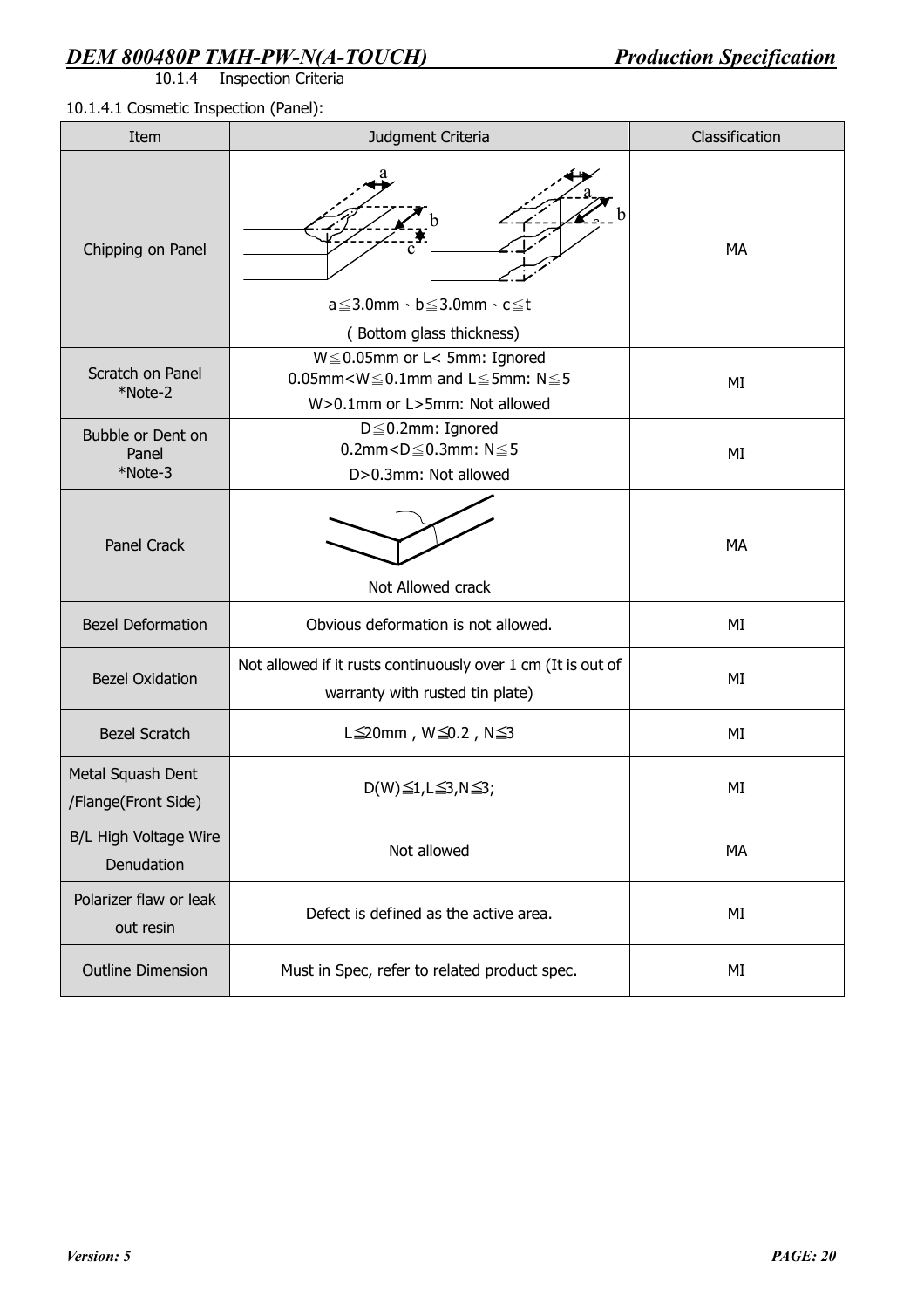10.1.4 Inspection Criteria

10.1.4.1 Cosmetic Inspection (Panel):

| Item | Judgment Criteria | Classification |
| --- | --- | --- |
| Chipping on Panel | a≦3.0mm、b≦3.0mm、c≦t ( Bottom glass thickness) | MA |
| Scratch on Panel *Note-2 | W≦0.05mm or L< 5mm: Ignored<br>0.05mm<W≦0.1mm and L≦5mm: N≦5<br>W>0.1mm or L>5mm: Not allowed | MI |
| Bubble or Dent on Panel *Note-3 | D≦0.2mm: Ignored<br>0.2mm<D≦0.3mm: N≦5<br>D>0.3mm: Not allowed | MI |
| Panel Crack | Not Allowed crack | MA |
| Bezel Deformation | Obvious deformation is not allowed. | MI |
| Bezel Oxidation | Not allowed if it rusts continuously over 1 cm (It is out of warranty with rusted tin plate) | MI |
| Bezel Scratch | L≦20mm , W≦0.2 , N≦3 | MI |
| Metal Squash Dent /Flange(Front Side) | D(W)≦1,L≦3,N≦3; | MI |
| B/L High Voltage Wire Denudation | Not allowed | MA |
| Polarizer flaw or leak out resin | Defect is defined as the active area. | MI |
| Outline Dimension | Must in Spec, refer to related product spec. | MI |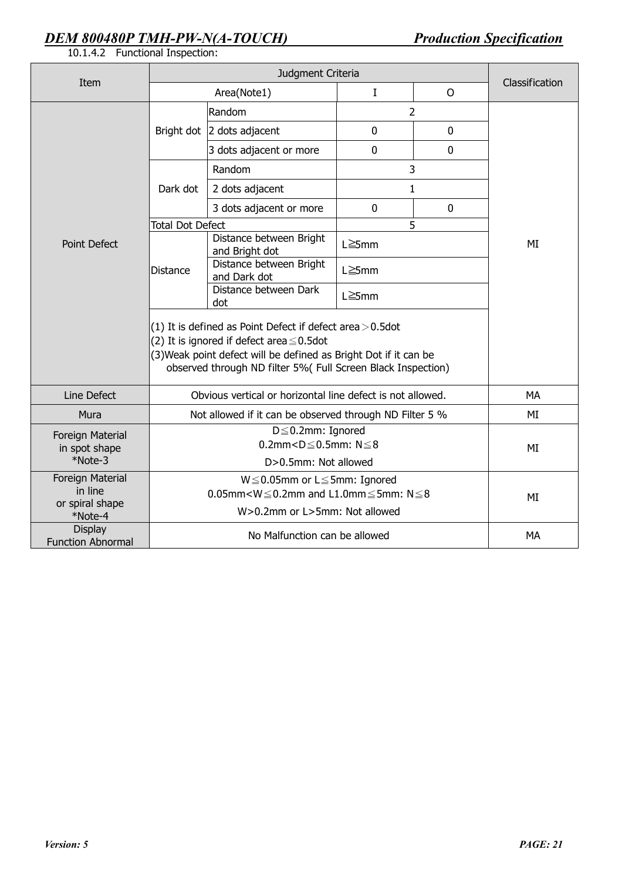10.1.4.2 Functional Inspection:

| Item | Judgment Criteria | | | | Classification |
|---|---|---|---|---|---|
| | Area(Note1) | | I | O | |
| Point Defect | Bright dot | Random | 2 | | MI |
| | | 2 dots adjacent | 0 | 0 | |
| | | 3 dots adjacent or more | 0 | 0 | |
| | Dark dot | Random | 3 | | |
| | | 2 dots adjacent | 1 | | |
| | | 3 dots adjacent or more | 0 | 0 | |
| | Total Dot Defect | | 5 | | |
| | Distance | Distance between Bright and Bright dot | L≧5mm | | |
| | | Distance between Bright and Dark dot | L≧5mm | | |
| | | Distance between Dark dot | L≧5mm | | |
| | (1) It is defined as Point Defect if defect area＞0.5dot<br>(2) It is ignored if defect area≦0.5dot<br>(3)Weak point defect will be defined as Bright Dot if it can be observed through ND filter 5%( Full Screen Black Inspection) | | | | |
| Line Defect | Obvious vertical or horizontal line defect is not allowed. | | | | MA |
| Mura | Not allowed if it can be observed through ND Filter 5 % | | | | MI |
| Foreign Material in spot shape *Note-3 | D≦0.2mm: Ignored<br>0.2mm<D≦0.5mm: N≦8<br>D>0.5mm: Not allowed | | | | MI |
| Foreign Material in line or spiral shape *Note-4 | W≦0.05mm or L≦5mm: Ignored<br>0.05mm<W≦0.2mm and L1.0mm≦5mm: N≦8<br>W>0.2mm or L>5mm: Not allowed | | | | MI |
| Display Function Abnormal | No Malfunction can be allowed | | | | MA |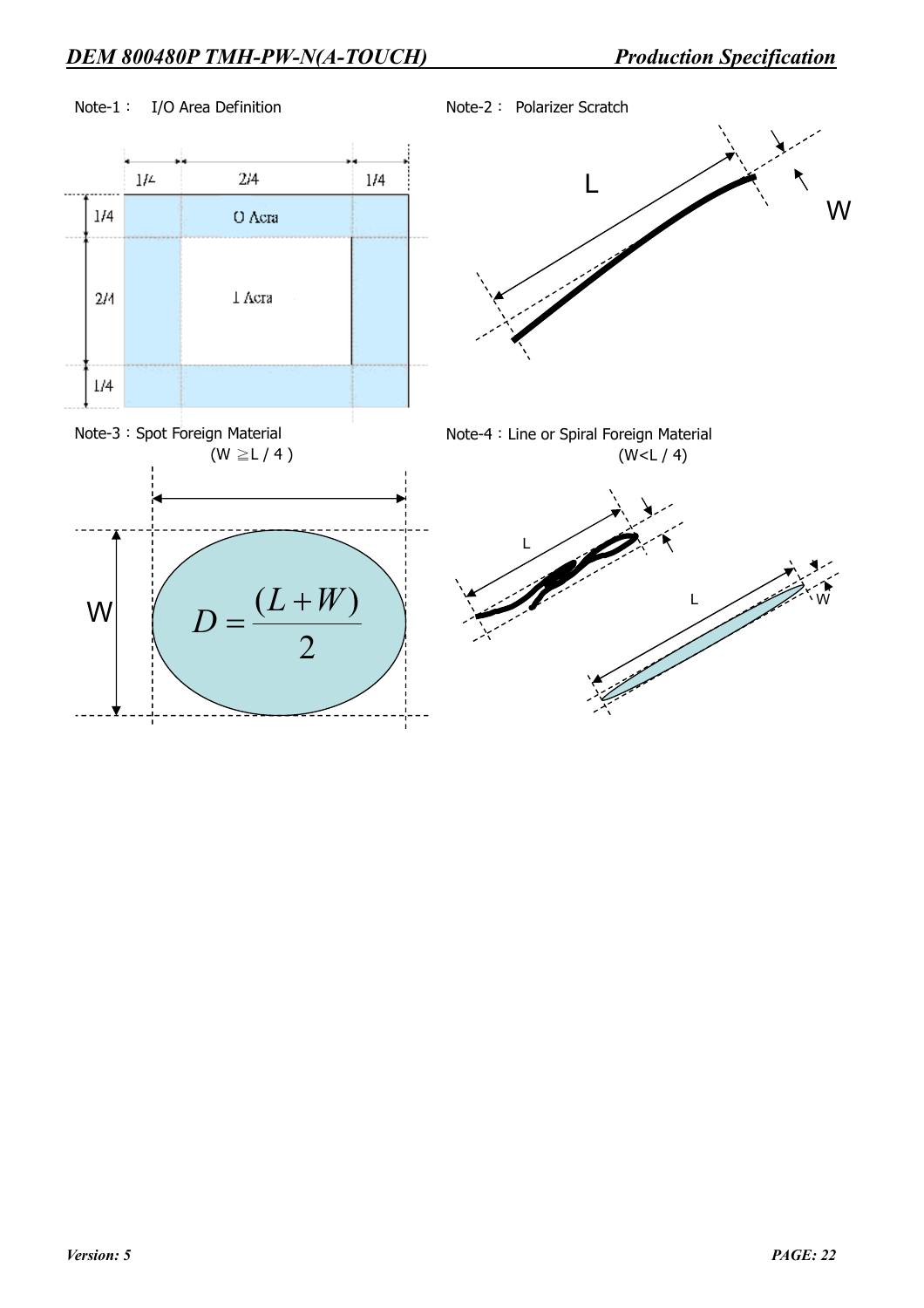Note-1： I/O Area Definition

1/4 2/4 1/4

1/4 O Area

2/4 I Area

1/4

Note-2： Polarizer Scratch

L

W

Note-3：Spot Foreign Material (W ≧L / 4 )

W

$$D = \frac{(L+W)}{2}$$

Note-4：Line or Spiral Foreign Material (W<L / 4)

L

L

W